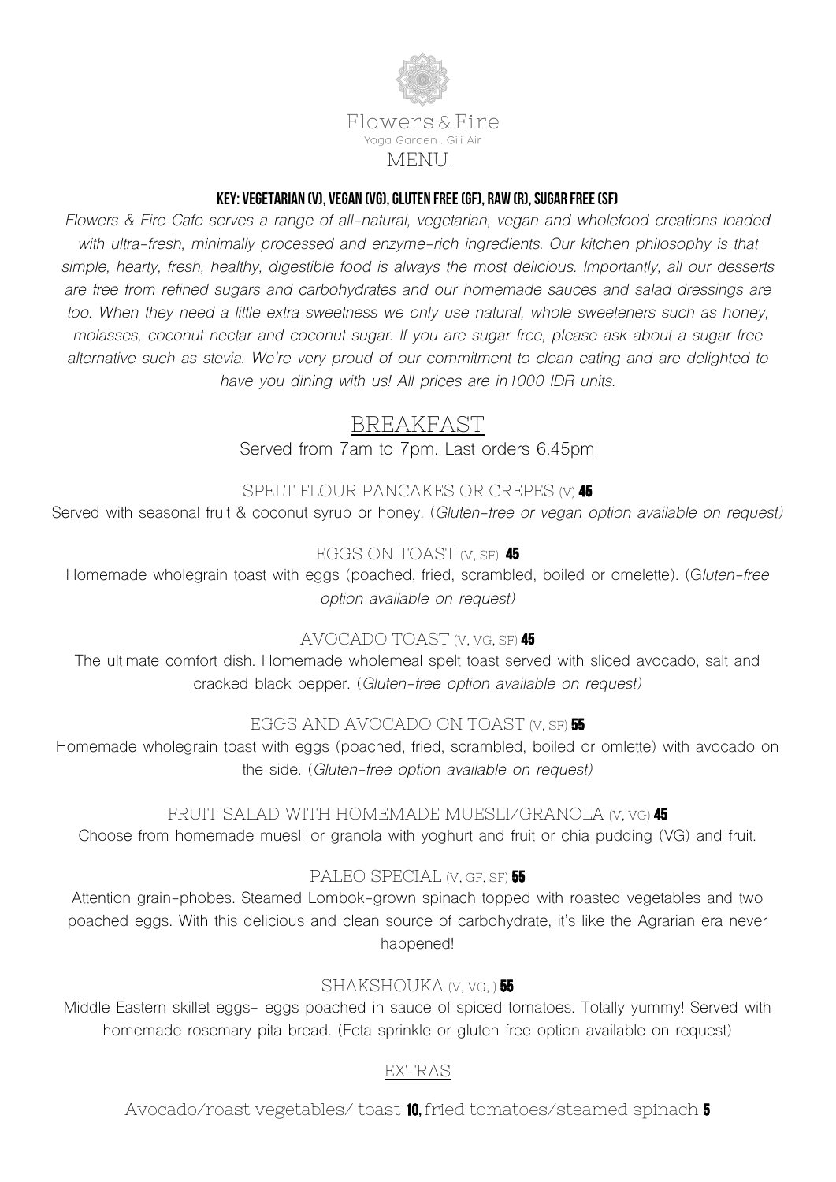Flowers & Fire

Yoga Garden . Gili Air

# MENU

**KEY: VEGETARIAN (V), VEGAN (VG), GLUTEN FREE (GF), RAW (R), SUGAR FREE (SF)**

*Flowers & Fire Cafe serves a range of all-natural, vegetarian, vegan and wholefood creations loaded with ultra-fresh, minimally processed and enzyme-rich ingredients. Our kitchen philosophy is that simple, hearty, fresh, healthy, digestible food is always the most delicious. Importantly, all our desserts are free from refined sugars and carbohydrates and our homemade sauces and salad dressings are too. When they need a little extra sweetness we only use natural, whole sweeteners such as honey, molasses, coconut nectar and coconut sugar. If you are sugar free, please ask about a sugar free alternative such as stevia. We're very proud of our commitment to clean eating and are delighted to have you dining with us! All prices are in1000 IDR units.*

## BREAKFAST

Served from 7am to 7pm. Last orders 6.45pm

### SPELT FLOUR PANCAKES OR CREPES (V) **45**

Served with seasonal fruit & coconut syrup or honey. (*Gluten-free or vegan option available on request)*

### EGGS ON TOAST (V, SF) **45**

Homemade wholegrain toast with eggs (poached, fried, scrambled, boiled or omelette). (G*luten-free option available on request)*

### AVOCADO TOAST (V, VG, SF) **45**

The ultimate comfort dish. Homemade wholemeal spelt toast served with sliced avocado, salt and cracked black pepper. (*Gluten-free option available on request)*

### EGGS AND AVOCADO ON TOAST (V, SF) **55**

Homemade wholegrain toast with eggs (poached, fried, scrambled, boiled or omlette) with avocado on the side. (*Gluten-free option available on request)*

### FRUIT SALAD WITH HOMEMADE MUESLI/GRANOLA (V, VG) **45**

Choose from homemade muesli or granola with yoghurt and fruit or chia pudding (VG) and fruit.

### PALEO SPECIAL (V, GF, SF) **55**

Attention grain-phobes. Steamed Lombok-grown spinach topped with roasted vegetables and two poached eggs. With this delicious and clean source of carbohydrate, it's like the Agrarian era never happened!

### SHAKSHOUKA (V, VG, ) **55**

Middle Eastern skillet eggs- eggs poached in sauce of spiced tomatoes. Totally yummy! Served with homemade rosemary pita bread. (Feta sprinkle or gluten free option available on request)

## EXTRAS

Avocado/roast vegetables/ toast **10,** fried tomatoes/steamed spinach **5**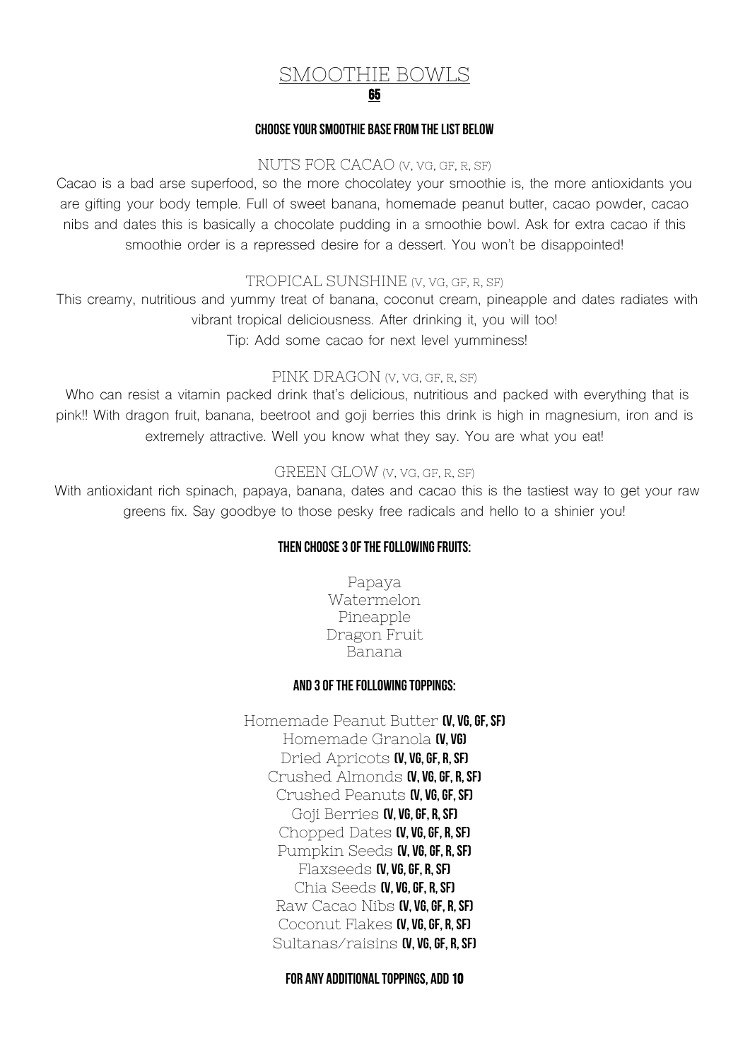# SMOOTHIE BOWLS

**65**

### CHOOSE YOUR SMOOTHIE BASE FROM THE LIST BELOW

NUTS FOR CACAO (V, VG, GF, R, SF)

Cacao is a bad arse superfood, so the more chocolatey your smoothie is, the more antioxidants you are gifting your body temple. Full of sweet banana, homemade peanut butter, cacao powder, cacao nibs and dates this is basically a chocolate pudding in a smoothie bowl. Ask for extra cacao if this smoothie order is a repressed desire for a dessert. You won't be disappointed!

TROPICAL SUNSHINE (V, VG, GF, R, SF)

This creamy, nutritious and yummy treat of banana, coconut cream, pineapple and dates radiates with vibrant tropical deliciousness. After drinking it, you will too!
Tip: Add some cacao for next level yumminess!

PINK DRAGON (V, VG, GF, R, SF)

Who can resist a vitamin packed drink that's delicious, nutritious and packed with everything that is pink!! With dragon fruit, banana, beetroot and goji berries this drink is high in magnesium, iron and is extremely attractive. Well you know what they say. You are what you eat!

GREEN GLOW (V, VG, GF, R, SF)

With antioxidant rich spinach, papaya, banana, dates and cacao this is the tastiest way to get your raw greens fix. Say goodbye to those pesky free radicals and hello to a shinier you!

### THEN CHOOSE 3 OF THE FOLLOWING FRUITS:

Papaya
Watermelon
Pineapple
Dragon Fruit
Banana

### AND 3 OF THE FOLLOWING TOPPINGS:

Homemade Peanut Butter **(V, VG, GF, SF)**
Homemade Granola **(V, VG)**
Dried Apricots **(V, VG, GF, R, SF)**
Crushed Almonds **(V, VG, GF, R, SF)**
Crushed Peanuts **(V, VG, GF, SF)**
Goji Berries **(V, VG, GF, R, SF)**
Chopped Dates **(V, VG, GF, R, SF)**
Pumpkin Seeds **(V, VG, GF, R, SF)**
Flaxseeds **(V, VG, GF, R, SF)**
Chia Seeds **(V, VG, GF, R, SF)**
Raw Cacao Nibs **(V, VG, GF, R, SF)**
Coconut Flakes **(V, VG, GF, R, SF)**
Sultanas/raisins **(V, VG, GF, R, SF)**

### FOR ANY ADDITIONAL TOPPINGS, ADD 10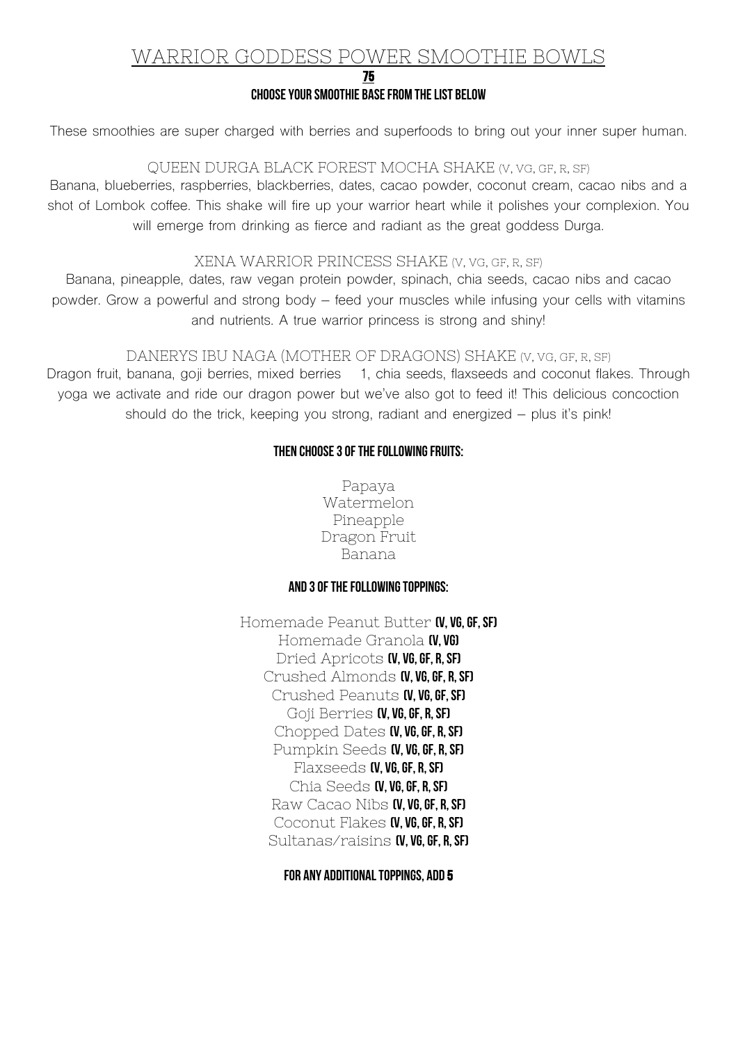# WARRIOR GODDESS POWER SMOOTHIE BOWLS

**75**

**CHOOSE YOUR SMOOTHIE BASE FROM THE LIST BELOW**

These smoothies are super charged with berries and superfoods to bring out your inner super human.

## QUEEN DURGA BLACK FOREST MOCHA SHAKE (V, VG, GF, R, SF)

Banana, blueberries, raspberries, blackberries, dates, cacao powder, coconut cream, cacao nibs and a shot of Lombok coffee. This shake will fire up your warrior heart while it polishes your complexion. You will emerge from drinking as fierce and radiant as the great goddess Durga.

## XENA WARRIOR PRINCESS SHAKE (V, VG, GF, R, SF)

Banana, pineapple, dates, raw vegan protein powder, spinach, chia seeds, cacao nibs and cacao powder. Grow a powerful and strong body – feed your muscles while infusing your cells with vitamins and nutrients. A true warrior princess is strong and shiny!

## DANERYS IBU NAGA (MOTHER OF DRAGONS) SHAKE (V, VG, GF, R, SF)

Dragon fruit, banana, goji berries, mixed berries 1, chia seeds, flaxseeds and coconut flakes. Through yoga we activate and ride our dragon power but we've also got to feed it! This delicious concoction should do the trick, keeping you strong, radiant and energized – plus it's pink!

**THEN CHOOSE 3 OF THE FOLLOWING FRUITS:**

Papaya
Watermelon
Pineapple
Dragon Fruit
Banana

**AND 3 OF THE FOLLOWING TOPPINGS:**

Homemade Peanut Butter **(V, VG, GF, SF)**
Homemade Granola **(V, VG)**
Dried Apricots **(V, VG, GF, R, SF)**
Crushed Almonds **(V, VG, GF, R, SF)**
Crushed Peanuts **(V, VG, GF, SF)**
Goji Berries **(V, VG, GF, R, SF)**
Chopped Dates **(V, VG, GF, R, SF)**
Pumpkin Seeds **(V, VG, GF, R, SF)**
Flaxseeds **(V, VG, GF, R, SF)**
Chia Seeds **(V, VG, GF, R, SF)**
Raw Cacao Nibs **(V, VG, GF, R, SF)**
Coconut Flakes **(V, VG, GF, R, SF)**
Sultanas/raisins **(V, VG, GF, R, SF)**

**FOR ANY ADDITIONAL TOPPINGS, ADD 5**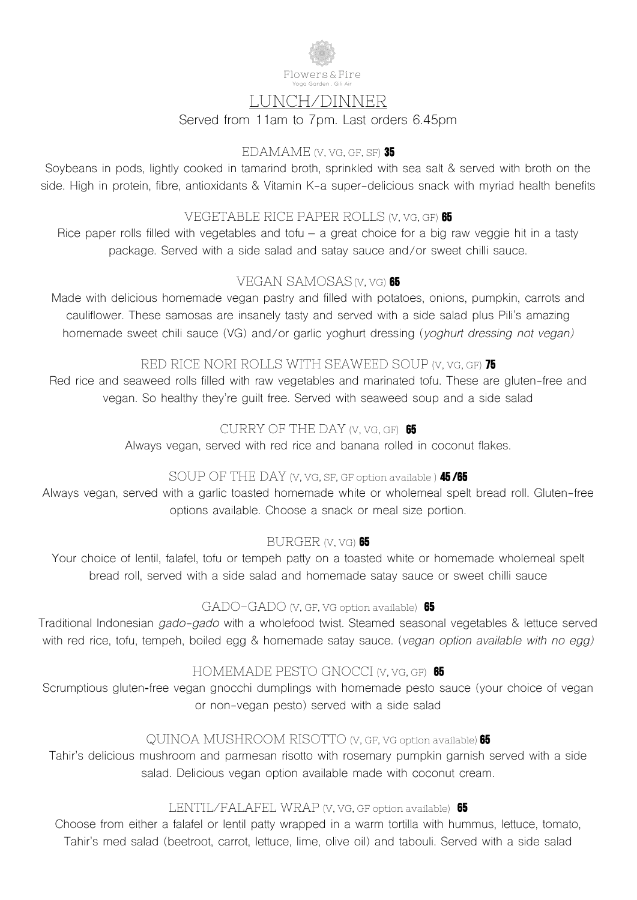Flowers & Fire
Yoga Garden . Gili Air

# LUNCH/DINNER

Served from 11am to 7pm. Last orders 6.45pm

### EDAMAME (V, VG, GF, SF) **35**

Soybeans in pods, lightly cooked in tamarind broth, sprinkled with sea salt & served with broth on the side. High in protein, fibre, antioxidants & Vitamin K-a super-delicious snack with myriad health benefits

### VEGETABLE RICE PAPER ROLLS (V, VG, GF) **65**

Rice paper rolls filled with vegetables and tofu – a great choice for a big raw veggie hit in a tasty package. Served with a side salad and satay sauce and/or sweet chilli sauce.

### VEGAN SAMOSAS (V, VG) **65**

Made with delicious homemade vegan pastry and filled with potatoes, onions, pumpkin, carrots and cauliflower. These samosas are insanely tasty and served with a side salad plus Pili's amazing homemade sweet chili sauce (VG) and/or garlic yoghurt dressing (*yoghurt dressing not vegan)*

### RED RICE NORI ROLLS WITH SEAWEED SOUP (V, VG, GF) **75**

Red rice and seaweed rolls filled with raw vegetables and marinated tofu. These are gluten-free and vegan. So healthy they're guilt free. Served with seaweed soup and a side salad

### CURRY OF THE DAY (V, VG, GF) **65**

Always vegan, served with red rice and banana rolled in coconut flakes.

### SOUP OF THE DAY (V, VG, SF, GF option available ) **45 /65**

Always vegan, served with a garlic toasted homemade white or wholemeal spelt bread roll. Gluten-free options available. Choose a snack or meal size portion.

### BURGER (V, VG) **65**

Your choice of lentil, falafel, tofu or tempeh patty on a toasted white or homemade wholemeal spelt bread roll, served with a side salad and homemade satay sauce or sweet chilli sauce

### GADO-GADO (V, GF, VG option available) **65**

Traditional Indonesian *gado-gado* with a wholefood twist. Steamed seasonal vegetables & lettuce served with red rice, tofu, tempeh, boiled egg & homemade satay sauce. (*vegan option available with no egg)*

### HOMEMADE PESTO GNOCCI (V, VG, GF) **65**

Scrumptious gluten-free vegan gnocchi dumplings with homemade pesto sauce (your choice of vegan or non-vegan pesto) served with a side salad

### QUINOA MUSHROOM RISOTTO (V, GF, VG option available) **65**

Tahir's delicious mushroom and parmesan risotto with rosemary pumpkin garnish served with a side salad. Delicious vegan option available made with coconut cream.

### LENTIL/FALAFEL WRAP (V, VG, GF option available) **65**

Choose from either a falafel or lentil patty wrapped in a warm tortilla with hummus, lettuce, tomato, Tahir's med salad (beetroot, carrot, lettuce, lime, olive oil) and tabouli. Served with a side salad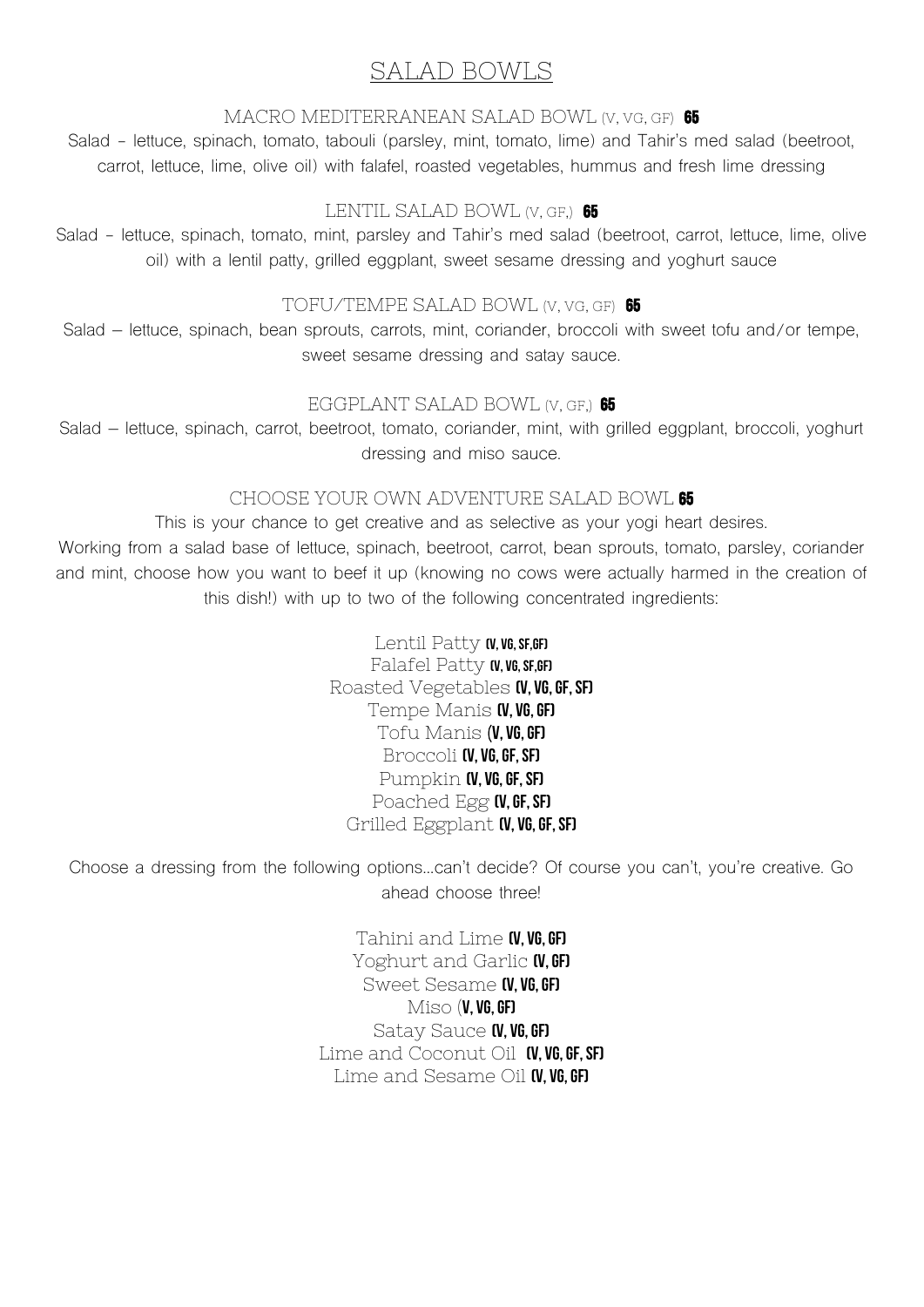# SALAD BOWLS

### MACRO MEDITERRANEAN SALAD BOWL (V, VG, GF) **65**

Salad - lettuce, spinach, tomato, tabouli (parsley, mint, tomato, lime) and Tahir's med salad (beetroot, carrot, lettuce, lime, olive oil) with falafel, roasted vegetables, hummus and fresh lime dressing

### LENTIL SALAD BOWL (V, GF,) **65**

Salad - lettuce, spinach, tomato, mint, parsley and Tahir's med salad (beetroot, carrot, lettuce, lime, olive oil) with a lentil patty, grilled eggplant, sweet sesame dressing and yoghurt sauce

### TOFU/TEMPE SALAD BOWL (V, VG, GF) **65**

Salad – lettuce, spinach, bean sprouts, carrots, mint, coriander, broccoli with sweet tofu and/or tempe, sweet sesame dressing and satay sauce.

### EGGPLANT SALAD BOWL (V, GF,) **65**

Salad – lettuce, spinach, carrot, beetroot, tomato, coriander, mint, with grilled eggplant, broccoli, yoghurt dressing and miso sauce.

### CHOOSE YOUR OWN ADVENTURE SALAD BOWL **65**

This is your chance to get creative and as selective as your yogi heart desires.

Working from a salad base of lettuce, spinach, beetroot, carrot, bean sprouts, tomato, parsley, coriander and mint, choose how you want to beef it up (knowing no cows were actually harmed in the creation of this dish!) with up to two of the following concentrated ingredients:

Lentil Patty **(V, VG, SF,GF)**
Falafel Patty **(V, VG, SF,GF)**
Roasted Vegetables **(V, VG, GF, SF)**
Tempe Manis **(V, VG, GF)**
Tofu Manis **(V, VG, GF)**
Broccoli **(V, VG, GF, SF)**
Pumpkin **(V, VG, GF, SF)**
Poached Egg **(V, GF, SF)**
Grilled Eggplant **(V, VG, GF, SF)**

Choose a dressing from the following options…can't decide? Of course you can't, you're creative. Go ahead choose three!

Tahini and Lime **(V, VG, GF)**
Yoghurt and Garlic **(V, GF)**
Sweet Sesame **(V, VG, GF)**
Miso **(V, VG, GF)**
Satay Sauce **(V, VG, GF)**
Lime and Coconut Oil **(V, VG, GF, SF)**
Lime and Sesame Oil **(V, VG, GF)**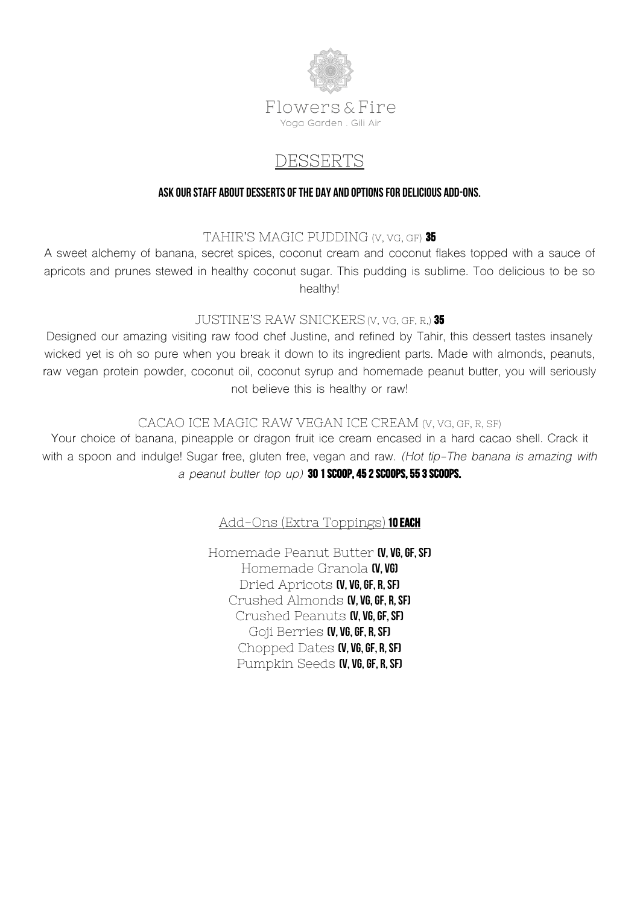Flowers & Fire

Yoga Garden . Gili Air

# DESSERTS

**ASK OUR STAFF ABOUT DESSERTS OF THE DAY AND OPTIONS FOR DELICIOUS ADD-ONS.**

## TAHIR'S MAGIC PUDDING (V, VG, GF) **35**

A sweet alchemy of banana, secret spices, coconut cream and coconut flakes topped with a sauce of apricots and prunes stewed in healthy coconut sugar. This pudding is sublime. Too delicious to be so healthy!

## JUSTINE'S RAW SNICKERS (V, VG, GF, R,) **35**

Designed our amazing visiting raw food chef Justine, and refined by Tahir, this dessert tastes insanely wicked yet is oh so pure when you break it down to its ingredient parts. Made with almonds, peanuts, raw vegan protein powder, coconut oil, coconut syrup and homemade peanut butter, you will seriously not believe this is healthy or raw!

## CACAO ICE MAGIC RAW VEGAN ICE CREAM (V, VG, GF, R, SF)

Your choice of banana, pineapple or dragon fruit ice cream encased in a hard cacao shell. Crack it with a spoon and indulge! Sugar free, gluten free, vegan and raw. *(Hot tip-The banana is amazing with a peanut butter top up)* **30 1 SCOOP, 45 2 SCOOPS, 55 3 SCOOPS.**

## Add-Ons (Extra Toppings) **10 EACH**

Homemade Peanut Butter **(V, VG, GF, SF)**
Homemade Granola **(V, VG)**
Dried Apricots **(V, VG, GF, R, SF)**
Crushed Almonds **(V, VG, GF, R, SF)**
Crushed Peanuts **(V, VG, GF, SF)**
Goji Berries **(V, VG, GF, R, SF)**
Chopped Dates **(V, VG, GF, R, SF)**
Pumpkin Seeds **(V, VG, GF, R, SF)**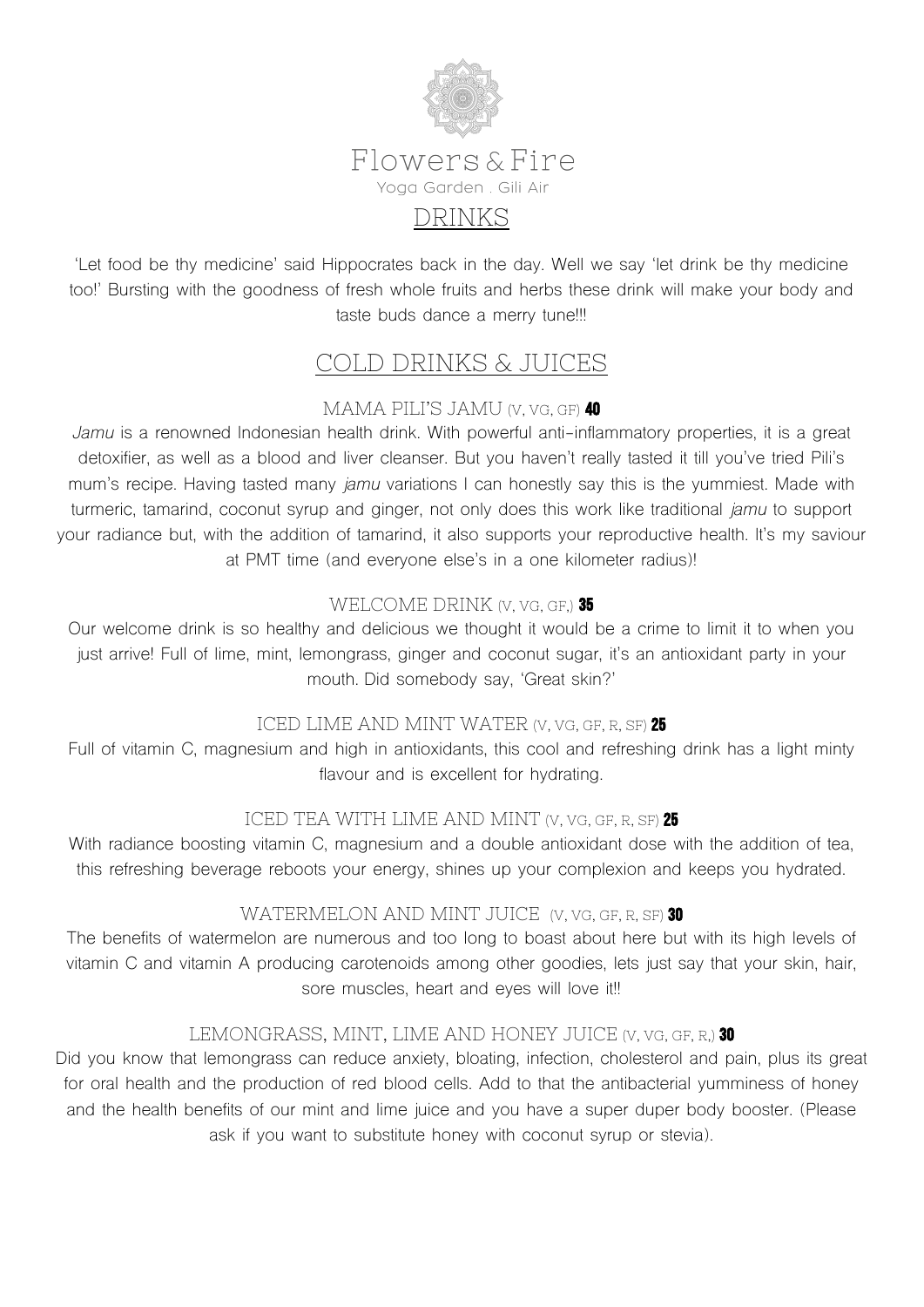# Flowers & Fire

Yoga Garden . Gili Air

## DRINKS

'Let food be thy medicine' said Hippocrates back in the day. Well we say 'let drink be thy medicine too!' Bursting with the goodness of fresh whole fruits and herbs these drink will make your body and taste buds dance a merry tune!!!

## COLD DRINKS & JUICES

### MAMA PILI'S JAMU (V, VG, GF) **40**

*Jamu* is a renowned Indonesian health drink. With powerful anti-inflammatory properties, it is a great detoxifier, as well as a blood and liver cleanser. But you haven't really tasted it till you've tried Pili's mum's recipe. Having tasted many *jamu* variations I can honestly say this is the yummiest. Made with turmeric, tamarind, coconut syrup and ginger, not only does this work like traditional *jamu* to support your radiance but, with the addition of tamarind, it also supports your reproductive health. It's my saviour at PMT time (and everyone else's in a one kilometer radius)!

### WELCOME DRINK (V, VG, GF,) **35**

Our welcome drink is so healthy and delicious we thought it would be a crime to limit it to when you just arrive! Full of lime, mint, lemongrass, ginger and coconut sugar, it's an antioxidant party in your mouth. Did somebody say, 'Great skin?'

### ICED LIME AND MINT WATER (V, VG, GF, R, SF) **25**

Full of vitamin C, magnesium and high in antioxidants, this cool and refreshing drink has a light minty flavour and is excellent for hydrating.

### ICED TEA WITH LIME AND MINT (V, VG, GF, R, SF) **25**

With radiance boosting vitamin C, magnesium and a double antioxidant dose with the addition of tea, this refreshing beverage reboots your energy, shines up your complexion and keeps you hydrated.

### WATERMELON AND MINT JUICE (V, VG, GF, R, SF) **30**

The benefits of watermelon are numerous and too long to boast about here but with its high levels of vitamin C and vitamin A producing carotenoids among other goodies, lets just say that your skin, hair, sore muscles, heart and eyes will love it!!

### LEMONGRASS, MINT, LIME AND HONEY JUICE (V, VG, GF, R,) **30**

Did you know that lemongrass can reduce anxiety, bloating, infection, cholesterol and pain, plus its great for oral health and the production of red blood cells. Add to that the antibacterial yumminess of honey and the health benefits of our mint and lime juice and you have a super duper body booster. (Please ask if you want to substitute honey with coconut syrup or stevia).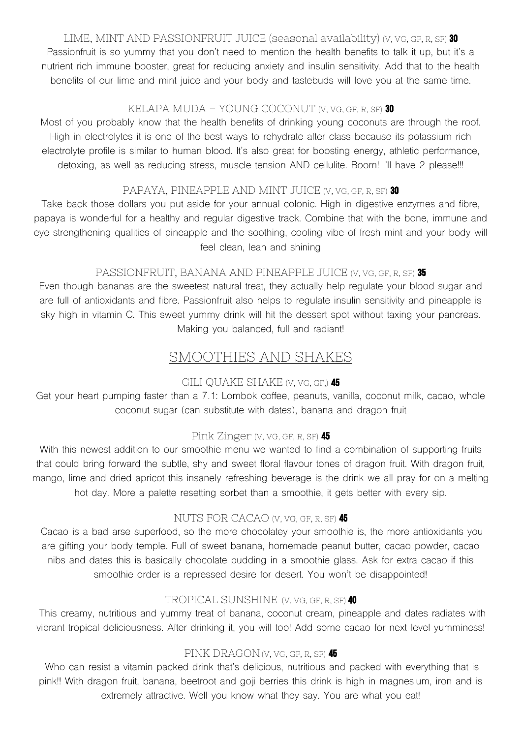### LIME, MINT AND PASSIONFRUIT JUICE (seasonal availability) (V, VG, GF, R, SF) **30**

Passionfruit is so yummy that you don't need to mention the health benefits to talk it up, but it's a nutrient rich immune booster, great for reducing anxiety and insulin sensitivity. Add that to the health benefits of our lime and mint juice and your body and tastebuds will love you at the same time.

### KELAPA MUDA – YOUNG COCONUT (V, VG, GF, R, SF) **30**

Most of you probably know that the health benefits of drinking young coconuts are through the roof. High in electrolytes it is one of the best ways to rehydrate after class because its potassium rich electrolyte profile is similar to human blood. It's also great for boosting energy, athletic performance, detoxing, as well as reducing stress, muscle tension AND cellulite. Boom! I'll have 2 please!!!

### PAPAYA, PINEAPPLE AND MINT JUICE (V, VG, GF, R, SF) **30**

Take back those dollars you put aside for your annual colonic. High in digestive enzymes and fibre, papaya is wonderful for a healthy and regular digestive track. Combine that with the bone, immune and eye strengthening qualities of pineapple and the soothing, cooling vibe of fresh mint and your body will feel clean, lean and shining

### PASSIONFRUIT, BANANA AND PINEAPPLE JUICE (V, VG, GF, R, SF) **35**

Even though bananas are the sweetest natural treat, they actually help regulate your blood sugar and are full of antioxidants and fibre. Passionfruit also helps to regulate insulin sensitivity and pineapple is sky high in vitamin C. This sweet yummy drink will hit the dessert spot without taxing your pancreas. Making you balanced, full and radiant!

## SMOOTHIES AND SHAKES

### GILI QUAKE SHAKE (V, VG, GF,) **45**

Get your heart pumping faster than a 7.1: Lombok coffee, peanuts, vanilla, coconut milk, cacao, whole coconut sugar (can substitute with dates), banana and dragon fruit

### Pink Zinger (V, VG, GF, R, SF) **45**

With this newest addition to our smoothie menu we wanted to find a combination of supporting fruits that could bring forward the subtle, shy and sweet floral flavour tones of dragon fruit. With dragon fruit, mango, lime and dried apricot this insanely refreshing beverage is the drink we all pray for on a melting hot day. More a palette resetting sorbet than a smoothie, it gets better with every sip.

### NUTS FOR CACAO (V, VG, GF, R, SF) **45**

Cacao is a bad arse superfood, so the more chocolatey your smoothie is, the more antioxidants you are gifting your body temple. Full of sweet banana, homemade peanut butter, cacao powder, cacao nibs and dates this is basically chocolate pudding in a smoothie glass. Ask for extra cacao if this smoothie order is a repressed desire for desert. You won't be disappointed!

### TROPICAL SUNSHINE (V, VG, GF, R, SF) **40**

This creamy, nutritious and yummy treat of banana, coconut cream, pineapple and dates radiates with vibrant tropical deliciousness. After drinking it, you will too! Add some cacao for next level yumminess!

### PINK DRAGON (V, VG, GF, R, SF) **45**

Who can resist a vitamin packed drink that's delicious, nutritious and packed with everything that is pink!! With dragon fruit, banana, beetroot and goji berries this drink is high in magnesium, iron and is extremely attractive. Well you know what they say. You are what you eat!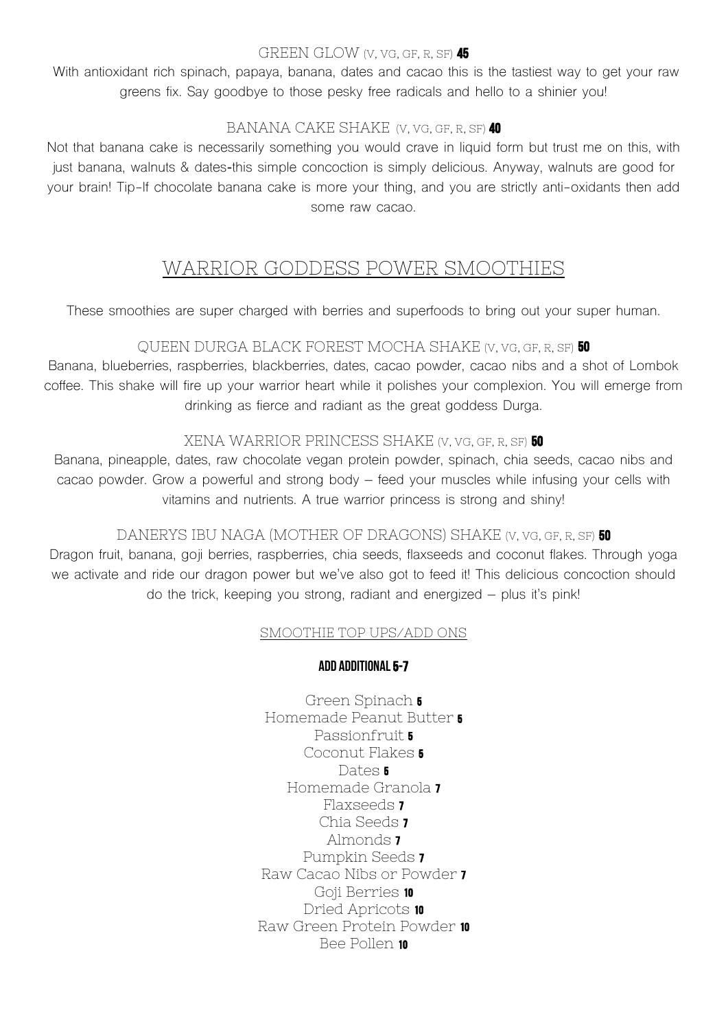### GREEN GLOW (V, VG, GF, R, SF) **45**

With antioxidant rich spinach, papaya, banana, dates and cacao this is the tastiest way to get your raw greens fix. Say goodbye to those pesky free radicals and hello to a shinier you!

### BANANA CAKE SHAKE (V, VG, GF, R, SF) **40**

Not that banana cake is necessarily something you would crave in liquid form but trust me on this, with just banana, walnuts & dates-this simple concoction is simply delicious. Anyway, walnuts are good for your brain! Tip-If chocolate banana cake is more your thing, and you are strictly anti-oxidants then add some raw cacao.

## WARRIOR GODDESS POWER SMOOTHIES

These smoothies are super charged with berries and superfoods to bring out your super human.

### QUEEN DURGA BLACK FOREST MOCHA SHAKE (V, VG, GF, R, SF) **50**

Banana, blueberries, raspberries, blackberries, dates, cacao powder, cacao nibs and a shot of Lombok coffee. This shake will fire up your warrior heart while it polishes your complexion. You will emerge from drinking as fierce and radiant as the great goddess Durga.

### XENA WARRIOR PRINCESS SHAKE (V, VG, GF, R, SF) **50**

Banana, pineapple, dates, raw chocolate vegan protein powder, spinach, chia seeds, cacao nibs and cacao powder. Grow a powerful and strong body – feed your muscles while infusing your cells with vitamins and nutrients. A true warrior princess is strong and shiny!

### DANERYS IBU NAGA (MOTHER OF DRAGONS) SHAKE (V, VG, GF, R, SF) **50**

Dragon fruit, banana, goji berries, raspberries, chia seeds, flaxseeds and coconut flakes. Through yoga we activate and ride our dragon power but we've also got to feed it! This delicious concoction should do the trick, keeping you strong, radiant and energized – plus it's pink!

### SMOOTHIE TOP UPS/ADD ONS

**ADD ADDITIONAL 5-7**

Green Spinach **5**
Homemade Peanut Butter **5**
Passionfruit **5**
Coconut Flakes **5**
Dates **5**
Homemade Granola **7**
Flaxseeds **7**
Chia Seeds **7**
Almonds **7**
Pumpkin Seeds **7**
Raw Cacao Nibs or Powder **7**
Goji Berries **10**
Dried Apricots **10**
Raw Green Protein Powder **10**
Bee Pollen **10**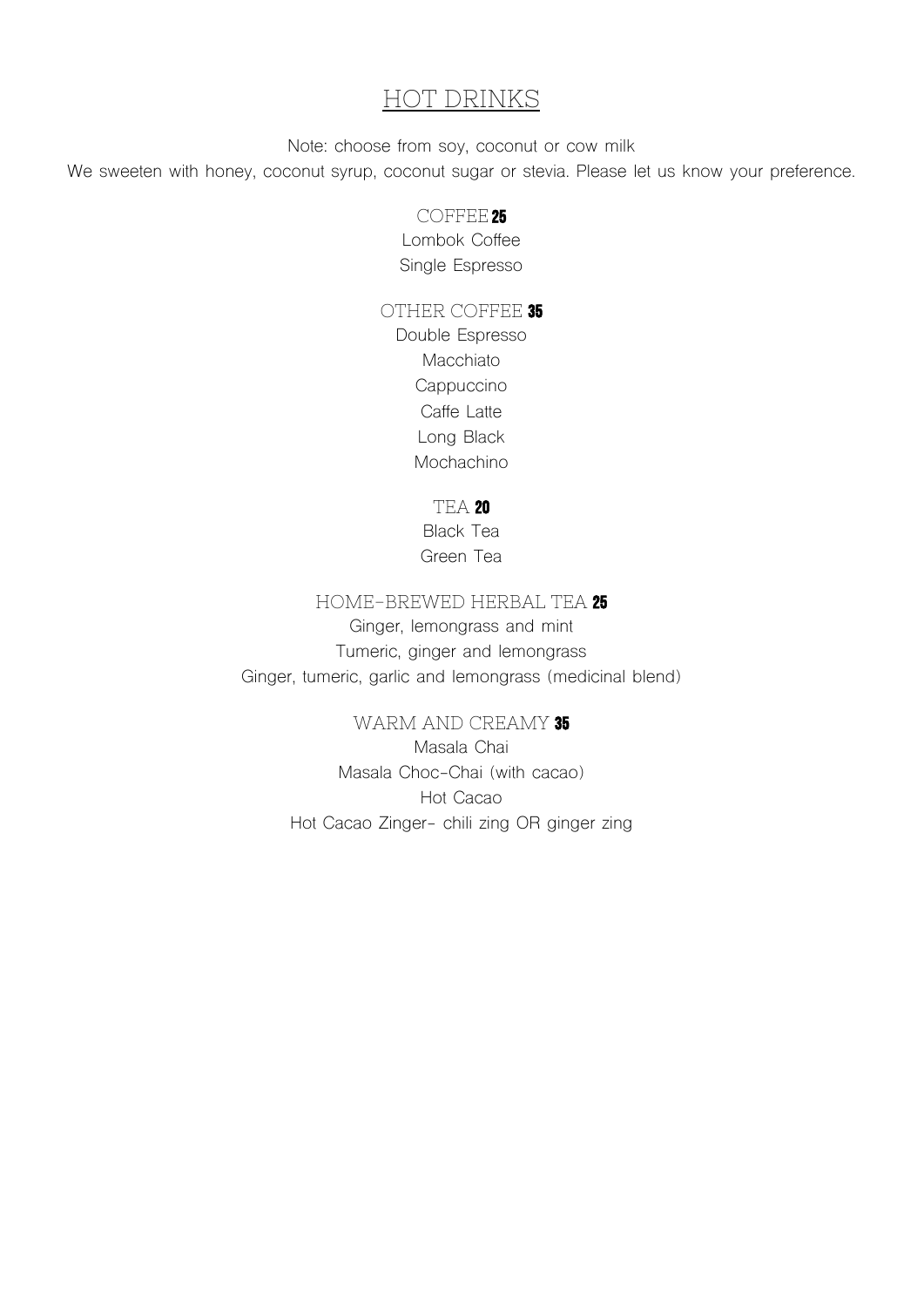# HOT DRINKS

Note: choose from soy, coconut or cow milk

We sweeten with honey, coconut syrup, coconut sugar or stevia. Please let us know your preference.

## COFFEE **25**

Lombok Coffee

Single Espresso

## OTHER COFFEE **35**

Double Espresso

Macchiato

Cappuccino

Caffe Latte

Long Black

Mochachino

## TEA **20**

Black Tea

Green Tea

## HOME-BREWED HERBAL TEA **25**

Ginger, lemongrass and mint

Tumeric, ginger and lemongrass

Ginger, tumeric, garlic and lemongrass (medicinal blend)

## WARM AND CREAMY **35**

Masala Chai

Masala Choc-Chai (with cacao)

Hot Cacao

Hot Cacao Zinger- chili zing OR ginger zing